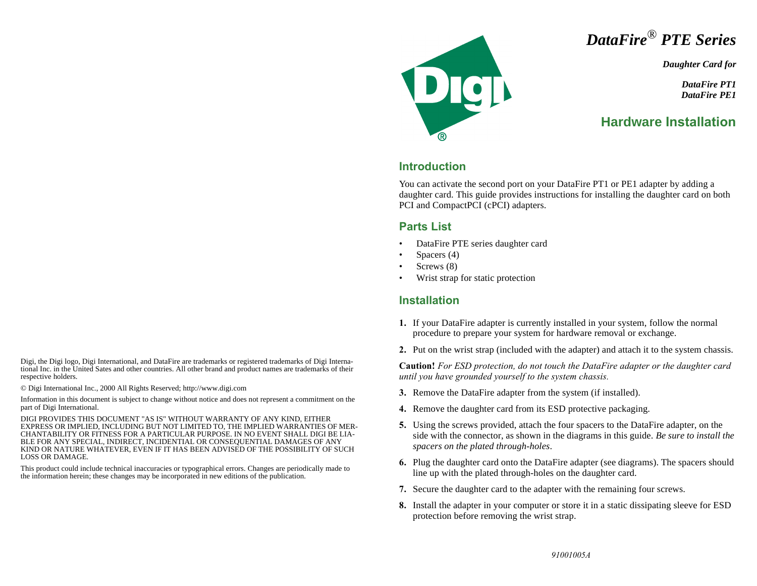# *DataFire® PTE Series*

***Daughter Card for***

***DataFire PT1***
***DataFire PE1***

## Hardware Installation

### Introduction

You can activate the second port on your DataFire PT1 or PE1 adapter by adding a daughter card. This guide provides instructions for installing the daughter card on both PCI and CompactPCI (cPCI) adapters.

### Parts List

- DataFire PTE series daughter card
- Spacers (4)
- Screws (8)
- Wrist strap for static protection

### Installation

1. If your DataFire adapter is currently installed in your system, follow the normal procedure to prepare your system for hardware removal or exchange.
2. Put on the wrist strap (included with the adapter) and attach it to the system chassis.

**Caution!** *For ESD protection, do not touch the DataFire adapter or the daughter card until you have grounded yourself to the system chassis.*

3. Remove the DataFire adapter from the system (if installed).
4. Remove the daughter card from its ESD protective packaging.
5. Using the screws provided, attach the four spacers to the DataFire adapter, on the side with the connector, as shown in the diagrams in this guide. *Be sure to install the spacers on the plated through-holes*.
6. Plug the daughter card onto the DataFire adapter (see diagrams). The spacers should line up with the plated through-holes on the daughter card.
7. Secure the daughter card to the adapter with the remaining four screws.
8. Install the adapter in your computer or store it in a static dissipating sleeve for ESD protection before removing the wrist strap.

*91001005A*

Digi, the Digi logo, Digi International, and DataFire are trademarks or registered trademarks of Digi International Inc. in the United Sates and other countries. All other brand and product names are trademarks of their respective holders.

© Digi International Inc., 2000 All Rights Reserved; http://www.digi.com

Information in this document is subject to change without notice and does not represent a commitment on the part of Digi International.

DIGI PROVIDES THIS DOCUMENT "AS IS" WITHOUT WARRANTY OF ANY KIND, EITHER EXPRESS OR IMPLIED, INCLUDING BUT NOT LIMITED TO, THE IMPLIED WARRANTIES OF MERCHANTABILITY OR FITNESS FOR A PARTICULAR PURPOSE. IN NO EVENT SHALL DIGI BE LIABLE FOR ANY SPECIAL, INDIRECT, INCIDENTIAL OR CONSEQUENTIAL DAMAGES OF ANY KIND OR NATURE WHATEVER, EVEN IF IT HAS BEEN ADVISED OF THE POSSIBILITY OF SUCH LOSS OR DAMAGE.

This product could include technical inaccuracies or typographical errors. Changes are periodically made to the information herein; these changes may be incorporated in new editions of the publication.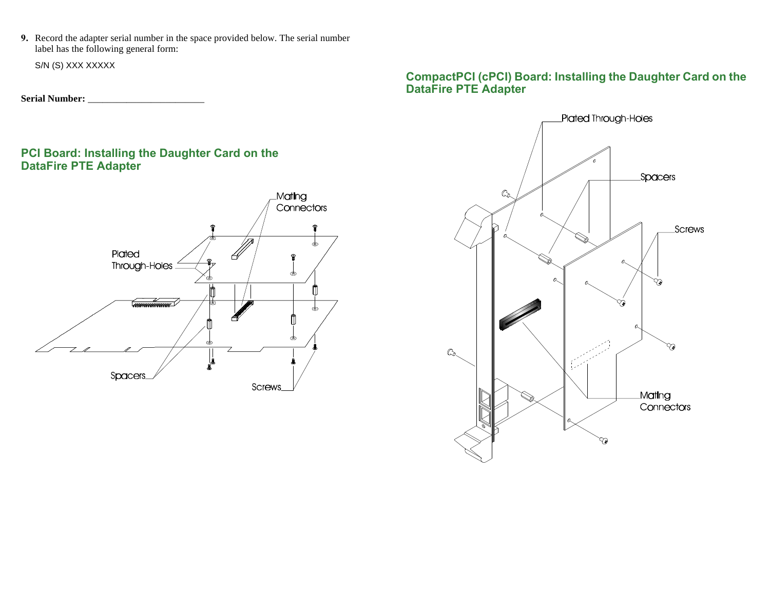9. Record the adapter serial number in the space provided below. The serial number label has the following general form:

   S/N (S) XXX XXXXX

**Serial Number:** ________________________

## PCI Board: Installing the Daughter Card on the DataFire PTE Adapter

Mating Connectors

Plated Through-Holes

Spacers

Screws

## CompactPCI (cPCI) Board: Installing the Daughter Card on the DataFire PTE Adapter

Plated Through-Holes

Spacers

Screws

Mating Connectors